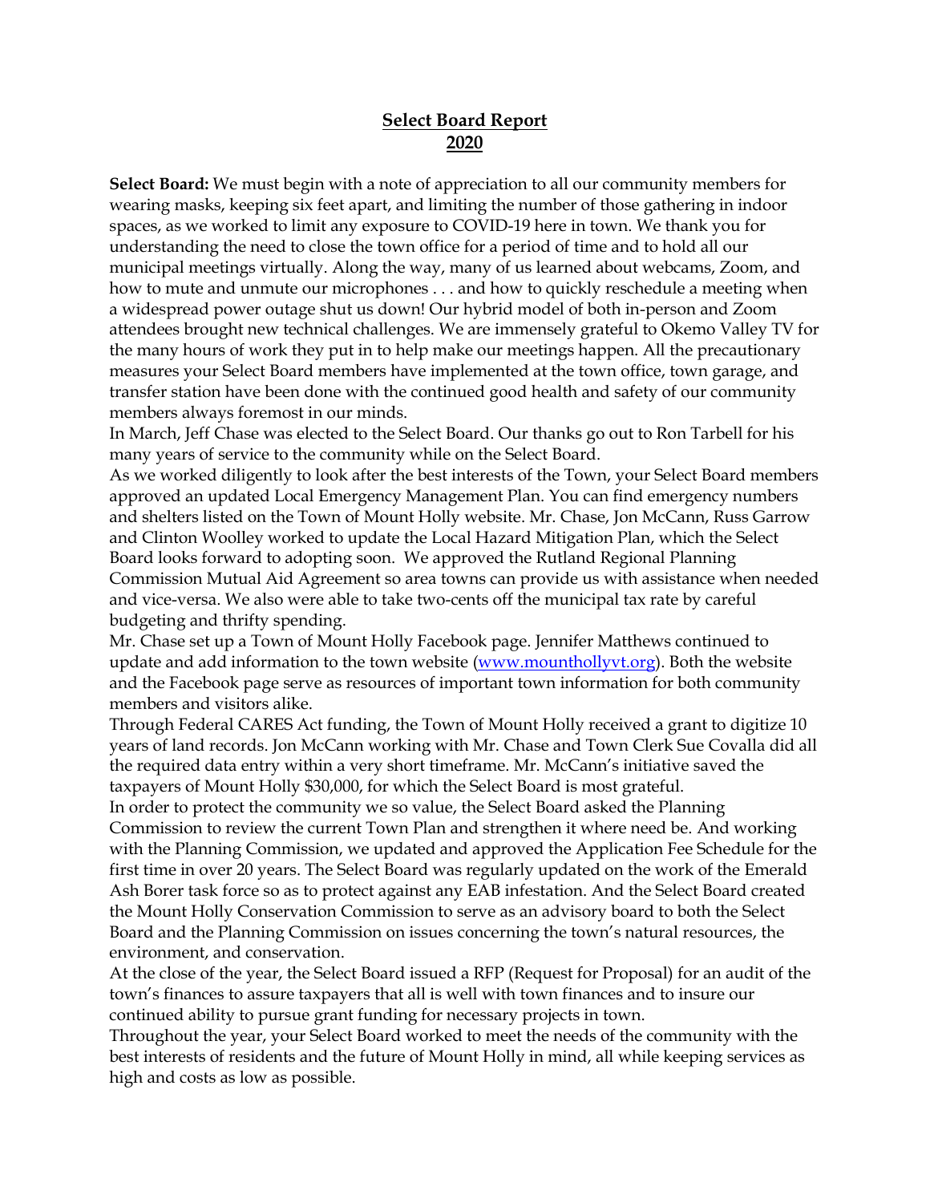# Select Board Report
## 2020

**Select Board:** We must begin with a note of appreciation to all our community members for wearing masks, keeping six feet apart, and limiting the number of those gathering in indoor spaces, as we worked to limit any exposure to COVID-19 here in town. We thank you for understanding the need to close the town office for a period of time and to hold all our municipal meetings virtually. Along the way, many of us learned about webcams, Zoom, and how to mute and unmute our microphones . . . and how to quickly reschedule a meeting when a widespread power outage shut us down! Our hybrid model of both in-person and Zoom attendees brought new technical challenges. We are immensely grateful to Okemo Valley TV for the many hours of work they put in to help make our meetings happen. All the precautionary measures your Select Board members have implemented at the town office, town garage, and transfer station have been done with the continued good health and safety of our community members always foremost in our minds.

In March, Jeff Chase was elected to the Select Board. Our thanks go out to Ron Tarbell for his many years of service to the community while on the Select Board.

As we worked diligently to look after the best interests of the Town, your Select Board members approved an updated Local Emergency Management Plan. You can find emergency numbers and shelters listed on the Town of Mount Holly website. Mr. Chase, Jon McCann, Russ Garrow and Clinton Woolley worked to update the Local Hazard Mitigation Plan, which the Select Board looks forward to adopting soon. We approved the Rutland Regional Planning Commission Mutual Aid Agreement so area towns can provide us with assistance when needed and vice-versa. We also were able to take two-cents off the municipal tax rate by careful budgeting and thrifty spending.

Mr. Chase set up a Town of Mount Holly Facebook page. Jennifer Matthews continued to update and add information to the town website (www.mounthollyvt.org). Both the website and the Facebook page serve as resources of important town information for both community members and visitors alike.

Through Federal CARES Act funding, the Town of Mount Holly received a grant to digitize 10 years of land records. Jon McCann working with Mr. Chase and Town Clerk Sue Covalla did all the required data entry within a very short timeframe. Mr. McCann's initiative saved the taxpayers of Mount Holly $30,000, for which the Select Board is most grateful.

In order to protect the community we so value, the Select Board asked the Planning Commission to review the current Town Plan and strengthen it where need be. And working with the Planning Commission, we updated and approved the Application Fee Schedule for the first time in over 20 years. The Select Board was regularly updated on the work of the Emerald Ash Borer task force so as to protect against any EAB infestation. And the Select Board created the Mount Holly Conservation Commission to serve as an advisory board to both the Select Board and the Planning Commission on issues concerning the town's natural resources, the environment, and conservation.

At the close of the year, the Select Board issued a RFP (Request for Proposal) for an audit of the town's finances to assure taxpayers that all is well with town finances and to insure our continued ability to pursue grant funding for necessary projects in town.

Throughout the year, your Select Board worked to meet the needs of the community with the best interests of residents and the future of Mount Holly in mind, all while keeping services as high and costs as low as possible.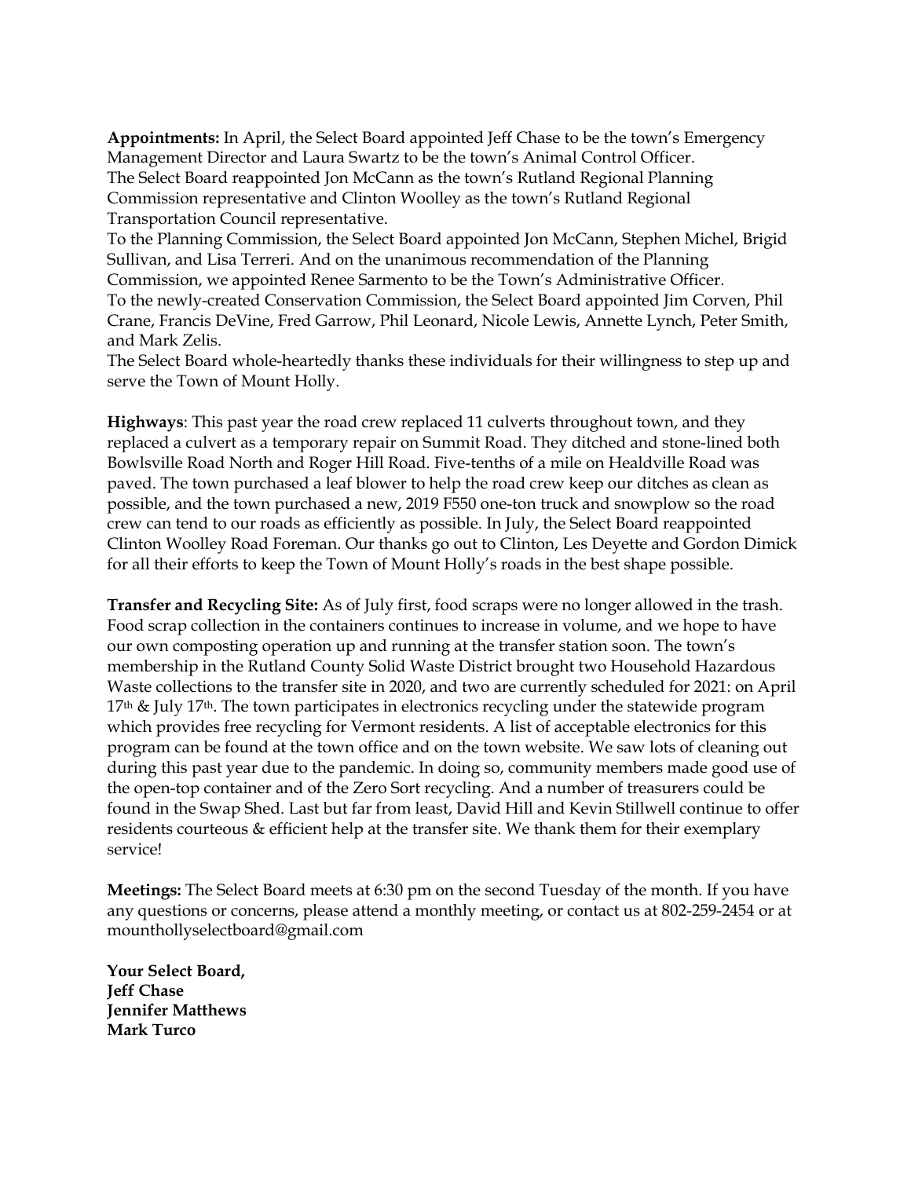**Appointments:** In April, the Select Board appointed Jeff Chase to be the town's Emergency Management Director and Laura Swartz to be the town's Animal Control Officer.
The Select Board reappointed Jon McCann as the town's Rutland Regional Planning Commission representative and Clinton Woolley as the town's Rutland Regional Transportation Council representative.
To the Planning Commission, the Select Board appointed Jon McCann, Stephen Michel, Brigid Sullivan, and Lisa Terreri. And on the unanimous recommendation of the Planning Commission, we appointed Renee Sarmento to be the Town's Administrative Officer.
To the newly-created Conservation Commission, the Select Board appointed Jim Corven, Phil Crane, Francis DeVine, Fred Garrow, Phil Leonard, Nicole Lewis, Annette Lynch, Peter Smith, and Mark Zelis.
The Select Board whole-heartedly thanks these individuals for their willingness to step up and serve the Town of Mount Holly.

**Highways**: This past year the road crew replaced 11 culverts throughout town, and they replaced a culvert as a temporary repair on Summit Road. They ditched and stone-lined both Bowlsville Road North and Roger Hill Road. Five-tenths of a mile on Healdville Road was paved. The town purchased a leaf blower to help the road crew keep our ditches as clean as possible, and the town purchased a new, 2019 F550 one-ton truck and snowplow so the road crew can tend to our roads as efficiently as possible. In July, the Select Board reappointed Clinton Woolley Road Foreman. Our thanks go out to Clinton, Les Deyette and Gordon Dimick for all their efforts to keep the Town of Mount Holly's roads in the best shape possible.

**Transfer and Recycling Site:** As of July first, food scraps were no longer allowed in the trash. Food scrap collection in the containers continues to increase in volume, and we hope to have our own composting operation up and running at the transfer station soon. The town's membership in the Rutland County Solid Waste District brought two Household Hazardous Waste collections to the transfer site in 2020, and two are currently scheduled for 2021: on April 17th & July 17th. The town participates in electronics recycling under the statewide program which provides free recycling for Vermont residents. A list of acceptable electronics for this program can be found at the town office and on the town website. We saw lots of cleaning out during this past year due to the pandemic. In doing so, community members made good use of the open-top container and of the Zero Sort recycling. And a number of treasurers could be found in the Swap Shed. Last but far from least, David Hill and Kevin Stillwell continue to offer residents courteous & efficient help at the transfer site. We thank them for their exemplary service!

**Meetings:** The Select Board meets at 6:30 pm on the second Tuesday of the month. If you have any questions or concerns, please attend a monthly meeting, or contact us at 802-259-2454 or at mounthollyselectboard@gmail.com

**Your Select Board,**
**Jeff Chase**
**Jennifer Matthews**
**Mark Turco**